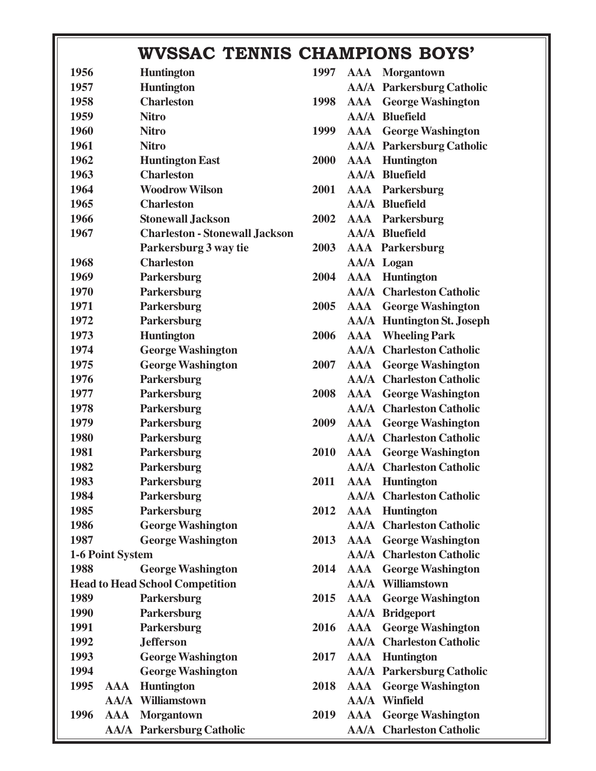# WVSSAC TENNIS CHAMPIONS BOYS'

| Year | Class | Champion |
|---|---|---|
| 1956 | | Huntington |
| 1957 | | Huntington |
| 1958 | | Charleston |
| 1959 | | Nitro |
| 1960 | | Nitro |
| 1961 | | Nitro |
| 1962 | | Huntington East |
| 1963 | | Charleston |
| 1964 | | Woodrow Wilson |
| 1965 | | Charleston |
| 1966 | | Stonewall Jackson |
| 1967 | | Charleston - Stonewall Jackson Parkersburg 3 way tie |
| 1968 | | Charleston |
| 1969 | | Parkersburg |
| 1970 | | Parkersburg |
| 1971 | | Parkersburg |
| 1972 | | Parkersburg |
| 1973 | | Huntington |
| 1974 | | George Washington |
| 1975 | | George Washington |
| 1976 | | Parkersburg |
| 1977 | | Parkersburg |
| 1978 | | Parkersburg |
| 1979 | | Parkersburg |
| 1980 | | Parkersburg |
| 1981 | | Parkersburg |
| 1982 | | Parkersburg |
| 1983 | | Parkersburg |
| 1984 | | Parkersburg |
| 1985 | | Parkersburg |
| 1986 | | George Washington |
| 1987 | | George Washington |
| **1-6 Point System** | | |
| 1988 | | George Washington |
| **Head to Head School Competition** | | |
| 1989 | | Parkersburg |
| 1990 | | Parkersburg |
| 1991 | | Parkersburg |
| 1992 | | Jefferson |
| 1993 | | George Washington |
| 1994 | | George Washington |
| 1995 | AAA | Huntington |
| | AA/A | Williamstown |
| 1996 | AAA | Morgantown |
| | AA/A | Parkersburg Catholic |
| 1997 | AAA | Morgantown |
| | AA/A | Parkersburg Catholic |
| 1998 | AAA | George Washington |
| | AA/A | Bluefield |
| 1999 | AAA | George Washington |
| | AA/A | Parkersburg Catholic |
| 2000 | AAA | Huntington |
| | AA/A | Bluefield |
| 2001 | AAA | Parkersburg |
| | AA/A | Bluefield |
| 2002 | AAA | Parkersburg |
| | AA/A | Bluefield |
| 2003 | AAA | Parkersburg |
| | AA/A | Logan |
| 2004 | AAA | Huntington |
| | AA/A | Charleston Catholic |
| 2005 | AAA | George Washington |
| | AA/A | Huntington St. Joseph |
| 2006 | AAA | Wheeling Park |
| | AA/A | Charleston Catholic |
| 2007 | AAA | George Washington |
| | AA/A | Charleston Catholic |
| 2008 | AAA | George Washington |
| | AA/A | Charleston Catholic |
| 2009 | AAA | George Washington |
| | AA/A | Charleston Catholic |
| 2010 | AAA | George Washington |
| | AA/A | Charleston Catholic |
| 2011 | AAA | Huntington |
| | AA/A | Charleston Catholic |
| 2012 | AAA | Huntington |
| | AA/A | Charleston Catholic |
| 2013 | AAA | George Washington |
| | AA/A | Charleston Catholic |
| 2014 | AAA | George Washington |
| | AA/A | Williamstown |
| 2015 | AAA | George Washington |
| | AA/A | Bridgeport |
| 2016 | AAA | George Washington |
| | AA/A | Charleston Catholic |
| 2017 | AAA | Huntington |
| | AA/A | Parkersburg Catholic |
| 2018 | AAA | George Washington |
| | AA/A | Winfield |
| 2019 | AAA | George Washington |
| | AA/A | Charleston Catholic |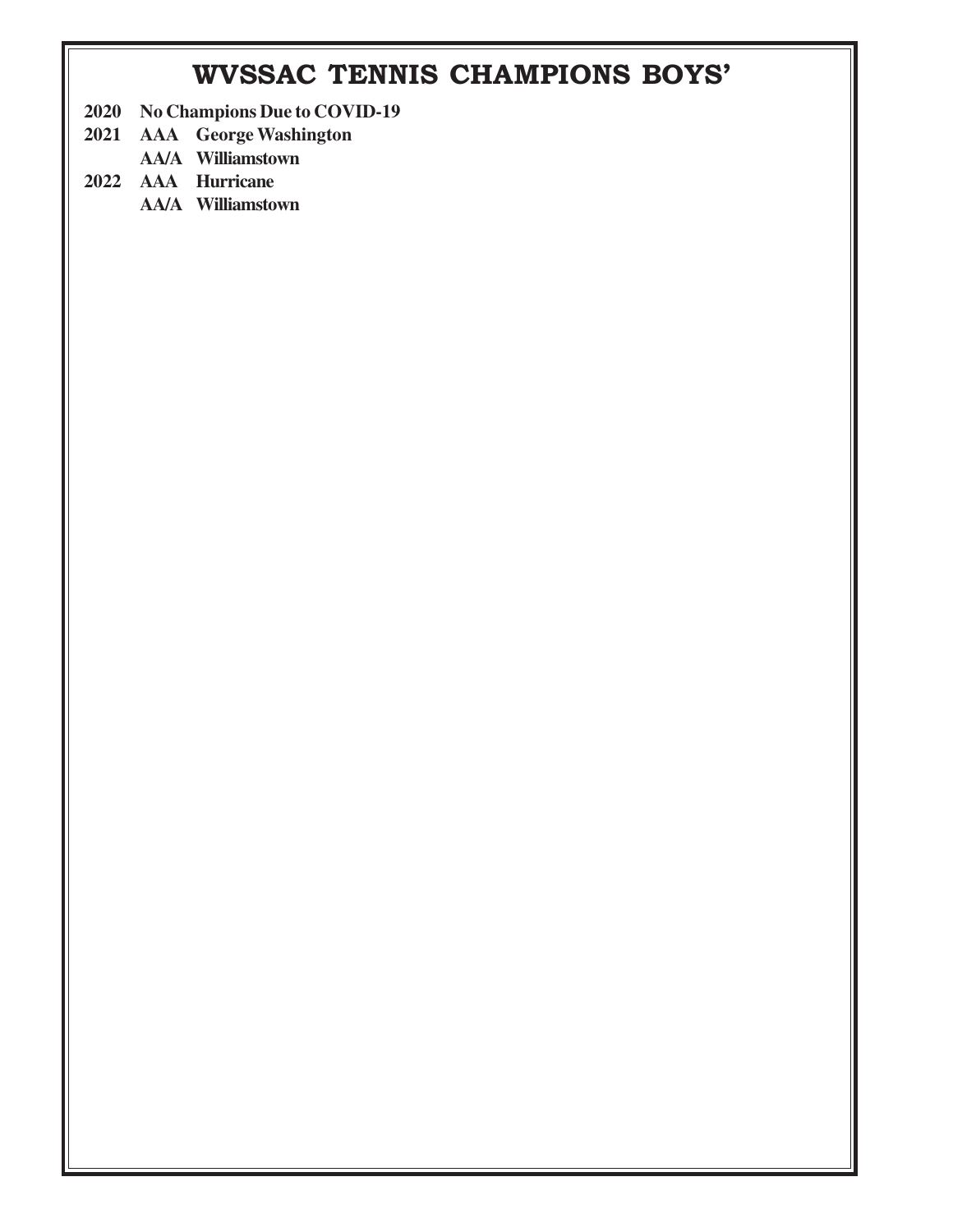# WVSSAC TENNIS CHAMPIONS BOYS'

**2020 No Champions Due to COVID-19**

**2021 AAA George Washington**

**AA/A Williamstown**

**2022 AAA Hurricane**

**AA/A Williamstown**